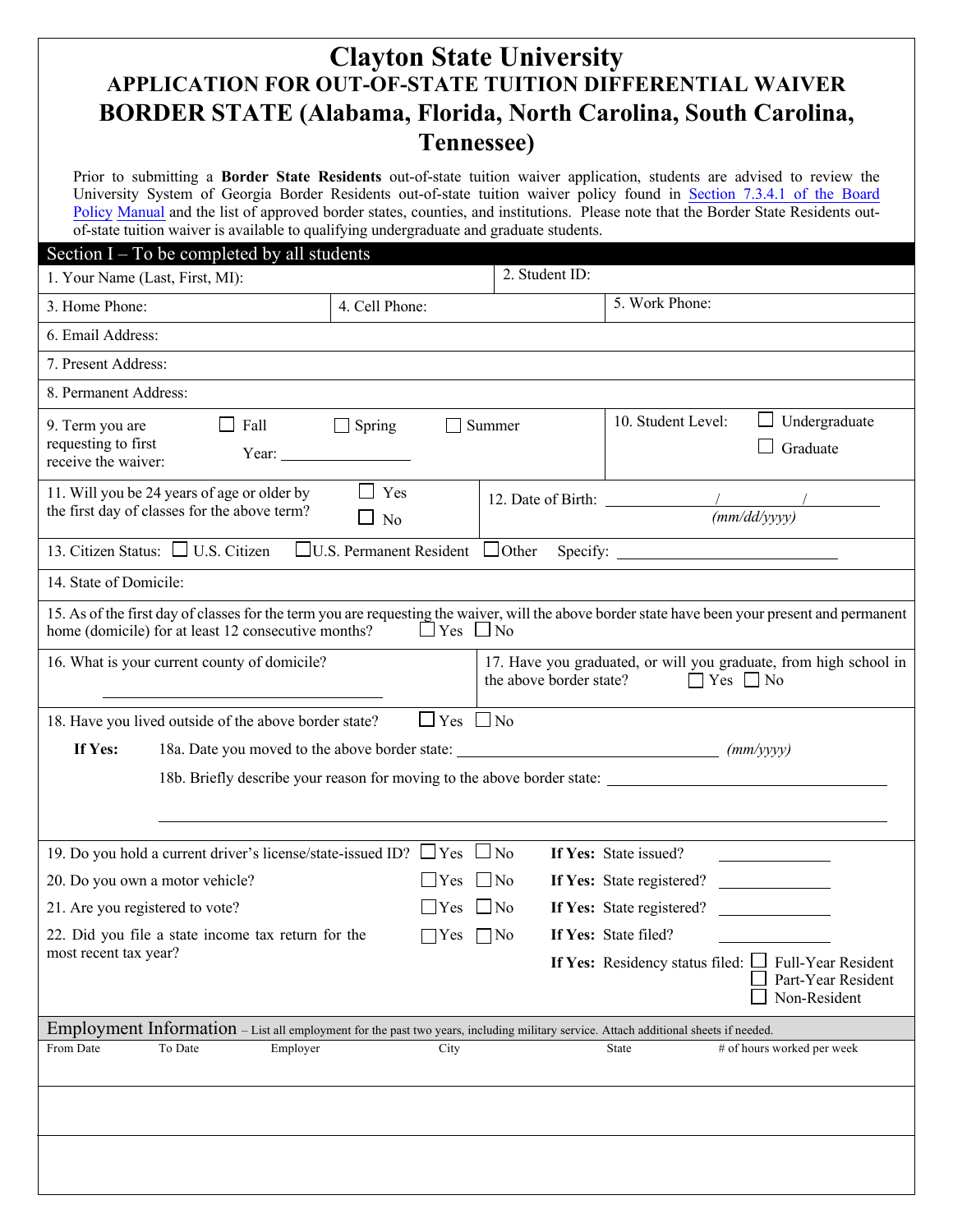# Clayton State University

## APPLICATION FOR OUT-OF-STATE TUITION DIFFERENTIAL WAIVER

## BORDER STATE (Alabama, Florida, North Carolina, South Carolina, Tennessee)

Prior to submitting a **Border State Residents** out-of-state tuition waiver application, students are advised to review the University System of Georgia Border Residents out-of-state tuition waiver policy found in Section 7.3.4.1 of the Board Policy Manual and the list of approved border states, counties, and institutions. Please note that the Border State Residents out-of-state tuition waiver is available to qualifying undergraduate and graduate students.

### Section I – To be completed by all students

1. Your Name (Last, First, MI):
2. Student ID:
3. Home Phone:
4. Cell Phone:
5. Work Phone:
6. Email Address:
7. Present Address:
8. Permanent Address:
9. Term you are requesting to first receive the waiver: ☐ Fall ☐ Spring ☐ Summer Year: ______________
10. Student Level: ☐ Undergraduate ☐ Graduate
11. Will you be 24 years of age or older by the first day of classes for the above term? ☐ Yes ☐ No
12. Date of Birth: ________ / ________ / ________ *(mm/dd/yyyy)*
13. Citizen Status: ☐ U.S. Citizen ☐ U.S. Permanent Resident ☐ Other Specify: ______________________
14. State of Domicile:
15. As of the first day of classes for the term you are requesting the waiver, will the above border state have been your present and permanent home (domicile) for at least 12 consecutive months? ☐ Yes ☐ No
16. What is your current county of domicile? ______________________
17. Have you graduated, or will you graduate, from high school in the above border state? ☐ Yes ☐ No
18. Have you lived outside of the above border state? ☐ Yes ☐ No

**If Yes:**
 18a. Date you moved to the above border state: ______________________ *(mm/yyyy)*
 18b. Briefly describe your reason for moving to the above border state: ______________________

19. Do you hold a current driver's license/state-issued ID? ☐ Yes ☐ No **If Yes:** State issued? __________
20. Do you own a motor vehicle? ☐ Yes ☐ No **If Yes:** State registered? __________
21. Are you registered to vote? ☐ Yes ☐ No **If Yes:** State registered? __________
22. Did you file a state income tax return for the most recent tax year? ☐ Yes ☐ No **If Yes:** State filed? __________
 **If Yes:** Residency status filed: ☐ Full-Year Resident ☐ Part-Year Resident ☐ Non-Resident

### Employment Information – List all employment for the past two years, including military service. Attach additional sheets if needed.

| From Date | To Date | Employer | City | State | # of hours worked per week |
|---|---|---|---|---|---|
| | | | | | |
| | | | | | |
| | | | | | |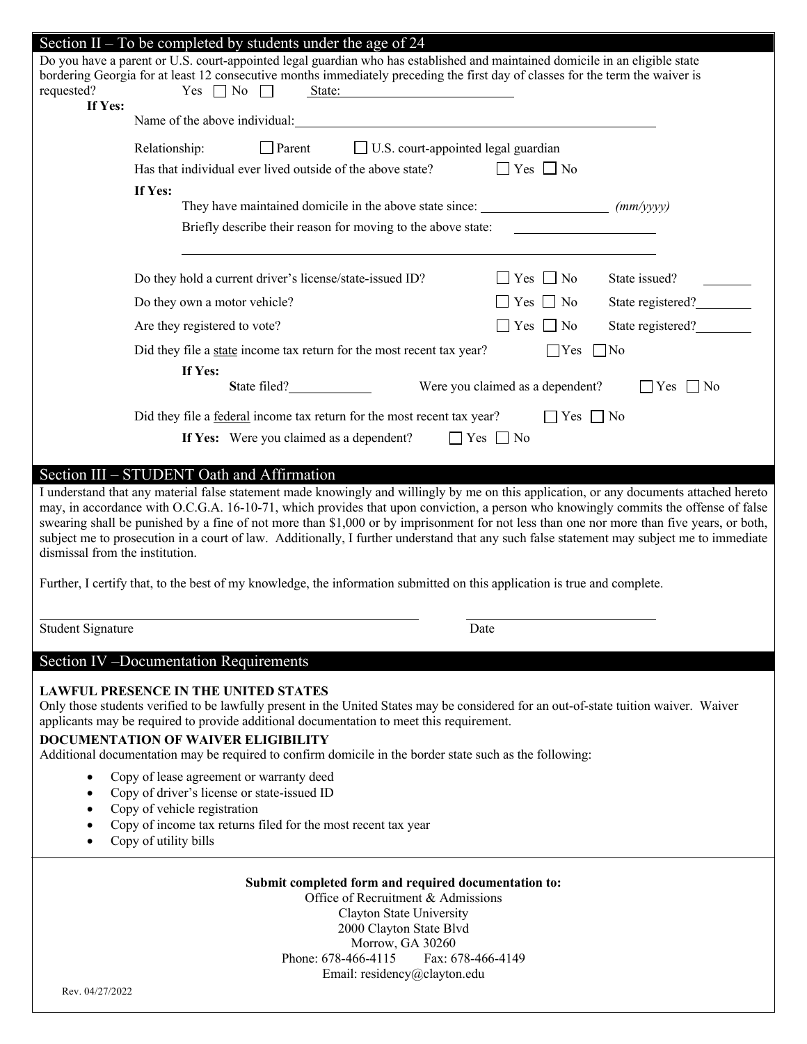## Section II – To be completed by students under the age of 24

Do you have a parent or U.S. court-appointed legal guardian who has established and maintained domicile in an eligible state bordering Georgia for at least 12 consecutive months immediately preceding the first day of classes for the term the waiver is requested? Yes ☐ No ☐ State: ______________________

**If Yes:**

Name of the above individual: ______________________________________________

Relationship: ☐ Parent ☐ U.S. court-appointed legal guardian

Has that individual ever lived outside of the above state? ☐ Yes ☐ No

**If Yes:**

They have maintained domicile in the above state since: ________________ *(mm/yyyy)*

Briefly describe their reason for moving to the above state: ____________________

______________________________________________________________

Do they hold a current driver's license/state-issued ID? ☐ Yes ☐ No State issued? _______

Do they own a motor vehicle? ☐ Yes ☐ No State registered? _______

Are they registered to vote? ☐ Yes ☐ No State registered? _______

Did they file a state income tax return for the most recent tax year? ☐ Yes ☐ No

**If Yes:**

**S**tate filed? ___________ Were you claimed as a dependent? ☐ Yes ☐ No

Did they file a federal income tax return for the most recent tax year? ☐ Yes ☐ No

**If Yes:** Were you claimed as a dependent? ☐ Yes ☐ No

## Section III – STUDENT Oath and Affirmation

I understand that any material false statement made knowingly and willingly by me on this application, or any documents attached hereto may, in accordance with O.C.G.A. 16-10-71, which provides that upon conviction, a person who knowingly commits the offense of false swearing shall be punished by a fine of not more than $1,000 or by imprisonment for not less than one nor more than five years, or both, subject me to prosecution in a court of law. Additionally, I further understand that any such false statement may subject me to immediate dismissal from the institution.

Further, I certify that, to the best of my knowledge, the information submitted on this application is true and complete.

______________________________________________ ______________________

Student Signature Date

## Section IV –Documentation Requirements

**LAWFUL PRESENCE IN THE UNITED STATES**

Only those students verified to be lawfully present in the United States may be considered for an out-of-state tuition waiver. Waiver applicants may be required to provide additional documentation to meet this requirement.

**DOCUMENTATION OF WAIVER ELIGIBILITY**

Additional documentation may be required to confirm domicile in the border state such as the following:

- Copy of lease agreement or warranty deed
- Copy of driver's license or state-issued ID
- Copy of vehicle registration
- Copy of income tax returns filed for the most recent tax year
- Copy of utility bills

**Submit completed form and required documentation to:**

Office of Recruitment & Admissions
Clayton State University
2000 Clayton State Blvd
Morrow, GA 30260
Phone: 678-466-4115 Fax: 678-466-4149
Email: residency@clayton.edu

Rev. 04/27/2022